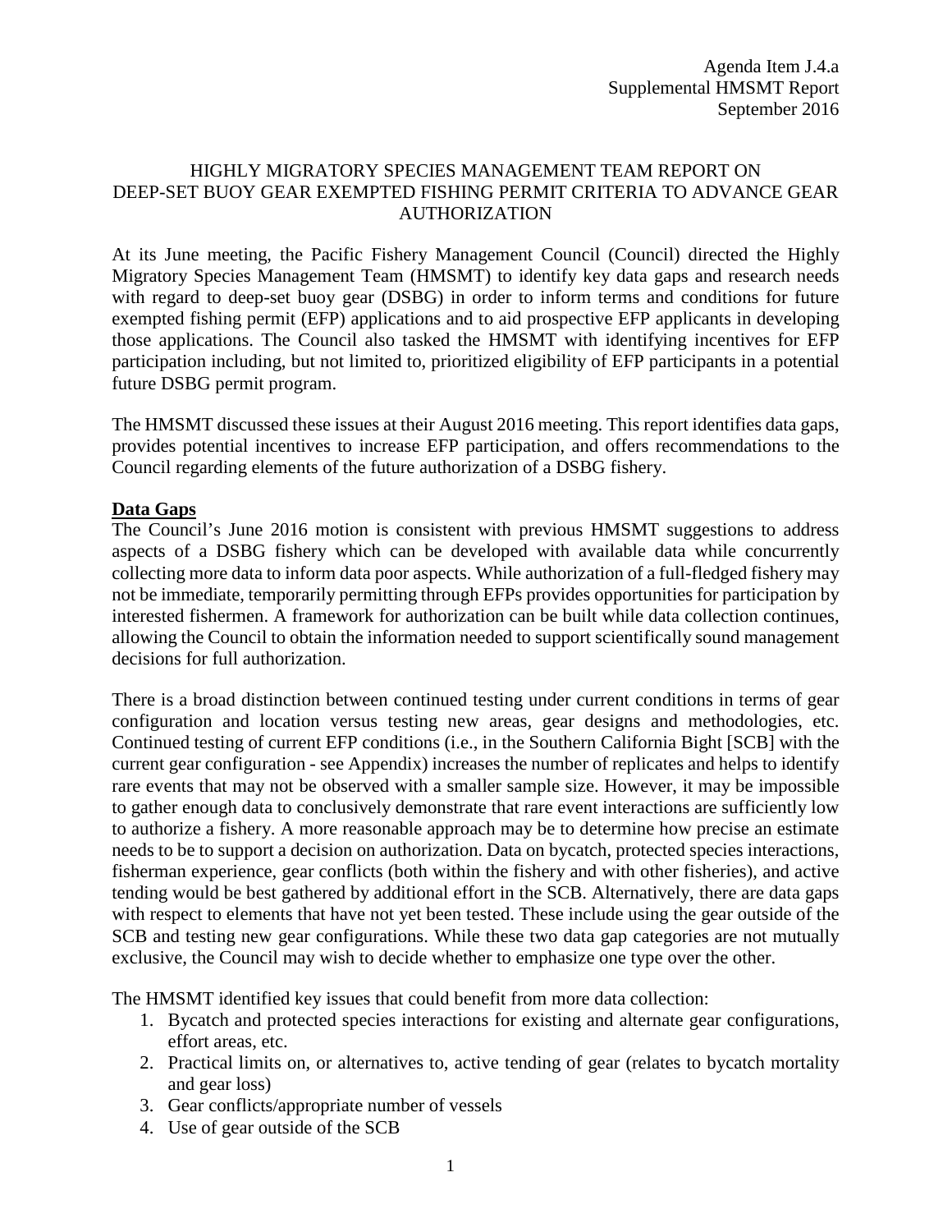Agenda Item J.4.a
Supplemental HMSMT Report
September 2016

# HIGHLY MIGRATORY SPECIES MANAGEMENT TEAM REPORT ON DEEP-SET BUOY GEAR EXEMPTED FISHING PERMIT CRITERIA TO ADVANCE GEAR AUTHORIZATION

At its June meeting, the Pacific Fishery Management Council (Council) directed the Highly Migratory Species Management Team (HMSMT) to identify key data gaps and research needs with regard to deep-set buoy gear (DSBG) in order to inform terms and conditions for future exempted fishing permit (EFP) applications and to aid prospective EFP applicants in developing those applications. The Council also tasked the HMSMT with identifying incentives for EFP participation including, but not limited to, prioritized eligibility of EFP participants in a potential future DSBG permit program.

The HMSMT discussed these issues at their August 2016 meeting. This report identifies data gaps, provides potential incentives to increase EFP participation, and offers recommendations to the Council regarding elements of the future authorization of a DSBG fishery.

## Data Gaps

The Council's June 2016 motion is consistent with previous HMSMT suggestions to address aspects of a DSBG fishery which can be developed with available data while concurrently collecting more data to inform data poor aspects. While authorization of a full-fledged fishery may not be immediate, temporarily permitting through EFPs provides opportunities for participation by interested fishermen. A framework for authorization can be built while data collection continues, allowing the Council to obtain the information needed to support scientifically sound management decisions for full authorization.

There is a broad distinction between continued testing under current conditions in terms of gear configuration and location versus testing new areas, gear designs and methodologies, etc. Continued testing of current EFP conditions (i.e., in the Southern California Bight [SCB] with the current gear configuration - see Appendix) increases the number of replicates and helps to identify rare events that may not be observed with a smaller sample size. However, it may be impossible to gather enough data to conclusively demonstrate that rare event interactions are sufficiently low to authorize a fishery. A more reasonable approach may be to determine how precise an estimate needs to be to support a decision on authorization. Data on bycatch, protected species interactions, fisherman experience, gear conflicts (both within the fishery and with other fisheries), and active tending would be best gathered by additional effort in the SCB. Alternatively, there are data gaps with respect to elements that have not yet been tested. These include using the gear outside of the SCB and testing new gear configurations. While these two data gap categories are not mutually exclusive, the Council may wish to decide whether to emphasize one type over the other.

The HMSMT identified key issues that could benefit from more data collection:

1. Bycatch and protected species interactions for existing and alternate gear configurations, effort areas, etc.
2. Practical limits on, or alternatives to, active tending of gear (relates to bycatch mortality and gear loss)
3. Gear conflicts/appropriate number of vessels
4. Use of gear outside of the SCB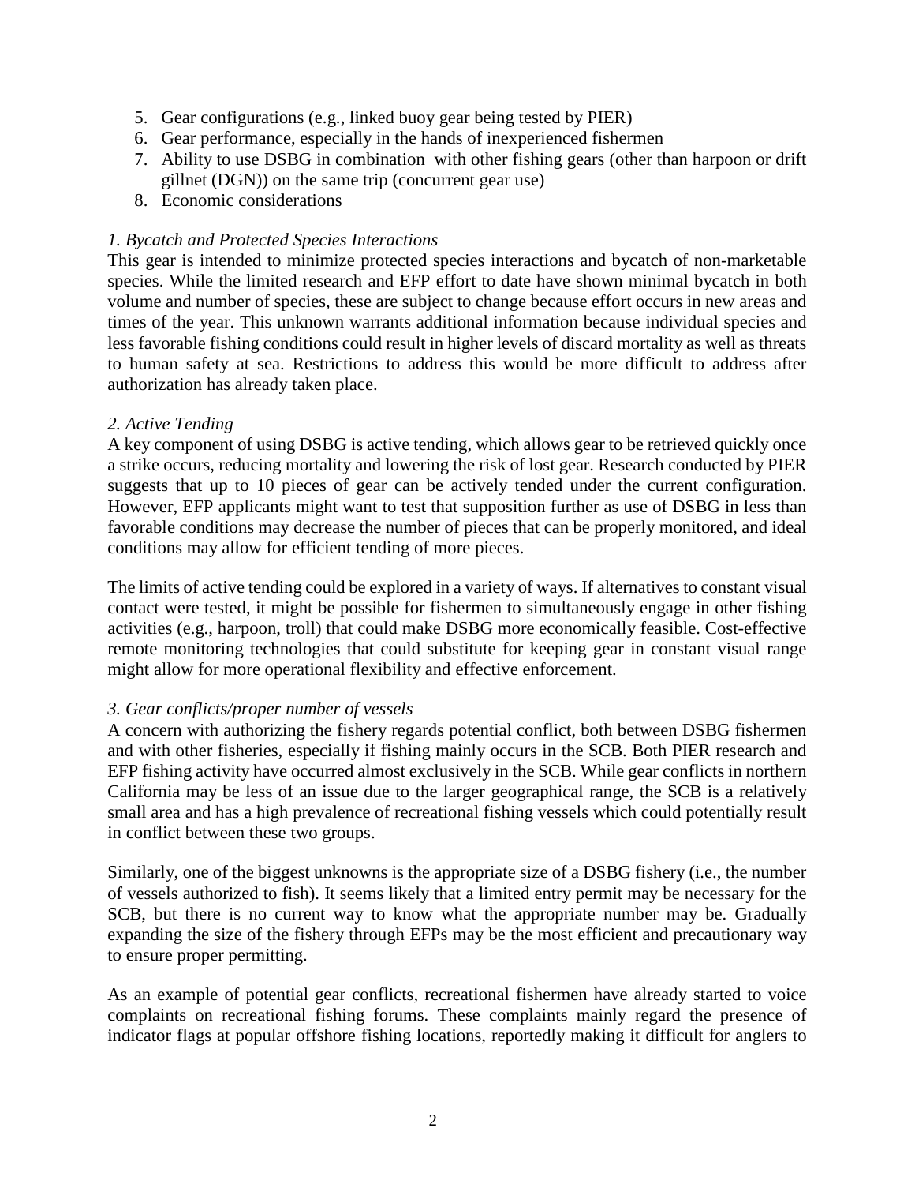5. Gear configurations (e.g., linked buoy gear being tested by PIER)
6. Gear performance, especially in the hands of inexperienced fishermen
7. Ability to use DSBG in combination with other fishing gears (other than harpoon or drift gillnet (DGN)) on the same trip (concurrent gear use)
8. Economic considerations

*1. Bycatch and Protected Species Interactions*

This gear is intended to minimize protected species interactions and bycatch of non-marketable species. While the limited research and EFP effort to date have shown minimal bycatch in both volume and number of species, these are subject to change because effort occurs in new areas and times of the year. This unknown warrants additional information because individual species and less favorable fishing conditions could result in higher levels of discard mortality as well as threats to human safety at sea. Restrictions to address this would be more difficult to address after authorization has already taken place.

*2. Active Tending*

A key component of using DSBG is active tending, which allows gear to be retrieved quickly once a strike occurs, reducing mortality and lowering the risk of lost gear. Research conducted by PIER suggests that up to 10 pieces of gear can be actively tended under the current configuration. However, EFP applicants might want to test that supposition further as use of DSBG in less than favorable conditions may decrease the number of pieces that can be properly monitored, and ideal conditions may allow for efficient tending of more pieces.

The limits of active tending could be explored in a variety of ways. If alternatives to constant visual contact were tested, it might be possible for fishermen to simultaneously engage in other fishing activities (e.g., harpoon, troll) that could make DSBG more economically feasible. Cost-effective remote monitoring technologies that could substitute for keeping gear in constant visual range might allow for more operational flexibility and effective enforcement.

*3. Gear conflicts/proper number of vessels*

A concern with authorizing the fishery regards potential conflict, both between DSBG fishermen and with other fisheries, especially if fishing mainly occurs in the SCB. Both PIER research and EFP fishing activity have occurred almost exclusively in the SCB. While gear conflicts in northern California may be less of an issue due to the larger geographical range, the SCB is a relatively small area and has a high prevalence of recreational fishing vessels which could potentially result in conflict between these two groups.

Similarly, one of the biggest unknowns is the appropriate size of a DSBG fishery (i.e., the number of vessels authorized to fish). It seems likely that a limited entry permit may be necessary for the SCB, but there is no current way to know what the appropriate number may be. Gradually expanding the size of the fishery through EFPs may be the most efficient and precautionary way to ensure proper permitting.

As an example of potential gear conflicts, recreational fishermen have already started to voice complaints on recreational fishing forums. These complaints mainly regard the presence of indicator flags at popular offshore fishing locations, reportedly making it difficult for anglers to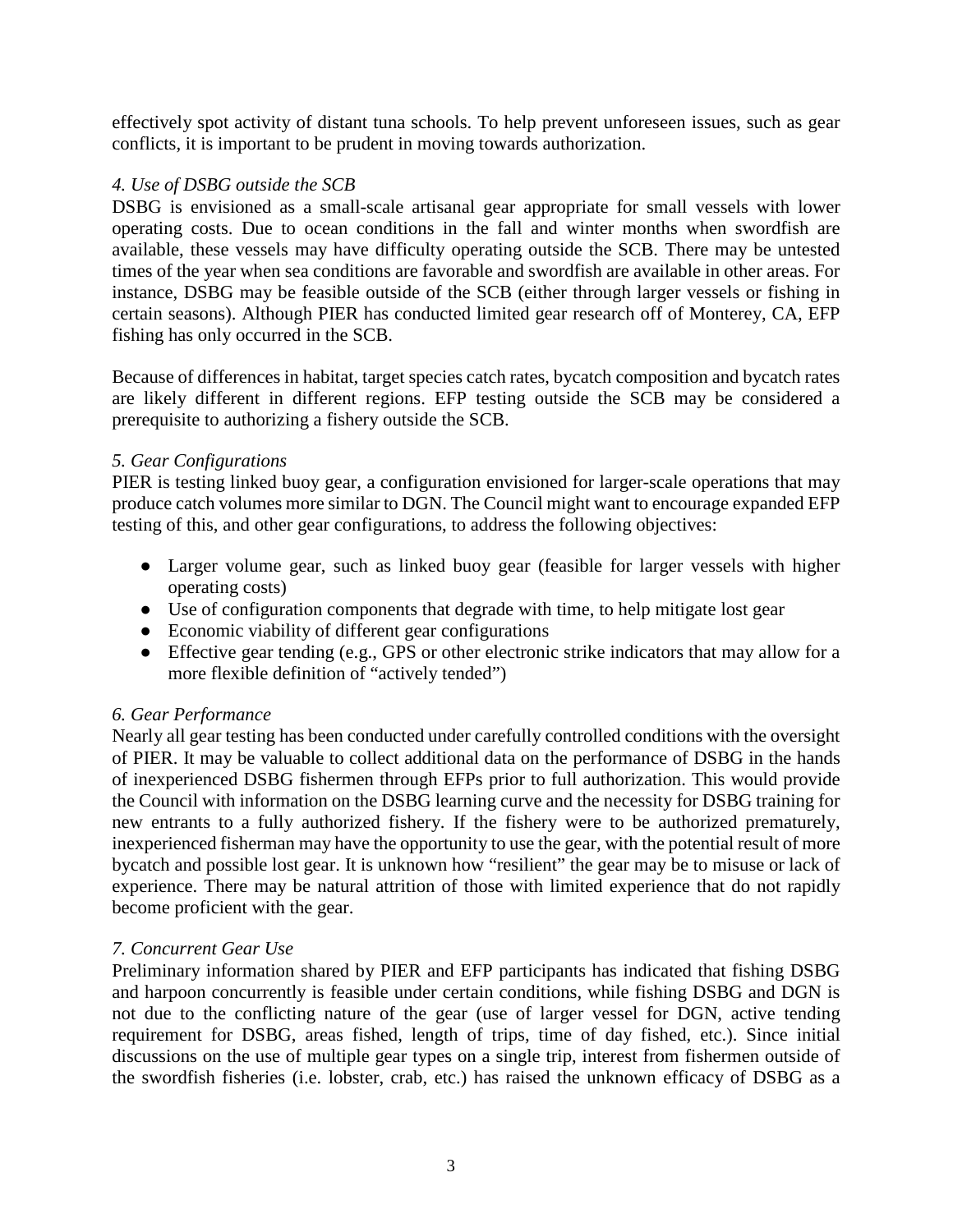effectively spot activity of distant tuna schools. To help prevent unforeseen issues, such as gear conflicts, it is important to be prudent in moving towards authorization.

*4. Use of DSBG outside the SCB*

DSBG is envisioned as a small-scale artisanal gear appropriate for small vessels with lower operating costs. Due to ocean conditions in the fall and winter months when swordfish are available, these vessels may have difficulty operating outside the SCB. There may be untested times of the year when sea conditions are favorable and swordfish are available in other areas. For instance, DSBG may be feasible outside of the SCB (either through larger vessels or fishing in certain seasons). Although PIER has conducted limited gear research off of Monterey, CA, EFP fishing has only occurred in the SCB.

Because of differences in habitat, target species catch rates, bycatch composition and bycatch rates are likely different in different regions. EFP testing outside the SCB may be considered a prerequisite to authorizing a fishery outside the SCB.

*5. Gear Configurations*

PIER is testing linked buoy gear, a configuration envisioned for larger-scale operations that may produce catch volumes more similar to DGN. The Council might want to encourage expanded EFP testing of this, and other gear configurations, to address the following objectives:

- Larger volume gear, such as linked buoy gear (feasible for larger vessels with higher operating costs)
- Use of configuration components that degrade with time, to help mitigate lost gear
- Economic viability of different gear configurations
- Effective gear tending (e.g., GPS or other electronic strike indicators that may allow for a more flexible definition of "actively tended")

*6. Gear Performance*

Nearly all gear testing has been conducted under carefully controlled conditions with the oversight of PIER. It may be valuable to collect additional data on the performance of DSBG in the hands of inexperienced DSBG fishermen through EFPs prior to full authorization. This would provide the Council with information on the DSBG learning curve and the necessity for DSBG training for new entrants to a fully authorized fishery. If the fishery were to be authorized prematurely, inexperienced fisherman may have the opportunity to use the gear, with the potential result of more bycatch and possible lost gear. It is unknown how "resilient" the gear may be to misuse or lack of experience. There may be natural attrition of those with limited experience that do not rapidly become proficient with the gear.

*7. Concurrent Gear Use*

Preliminary information shared by PIER and EFP participants has indicated that fishing DSBG and harpoon concurrently is feasible under certain conditions, while fishing DSBG and DGN is not due to the conflicting nature of the gear (use of larger vessel for DGN, active tending requirement for DSBG, areas fished, length of trips, time of day fished, etc.). Since initial discussions on the use of multiple gear types on a single trip, interest from fishermen outside of the swordfish fisheries (i.e. lobster, crab, etc.) has raised the unknown efficacy of DSBG as a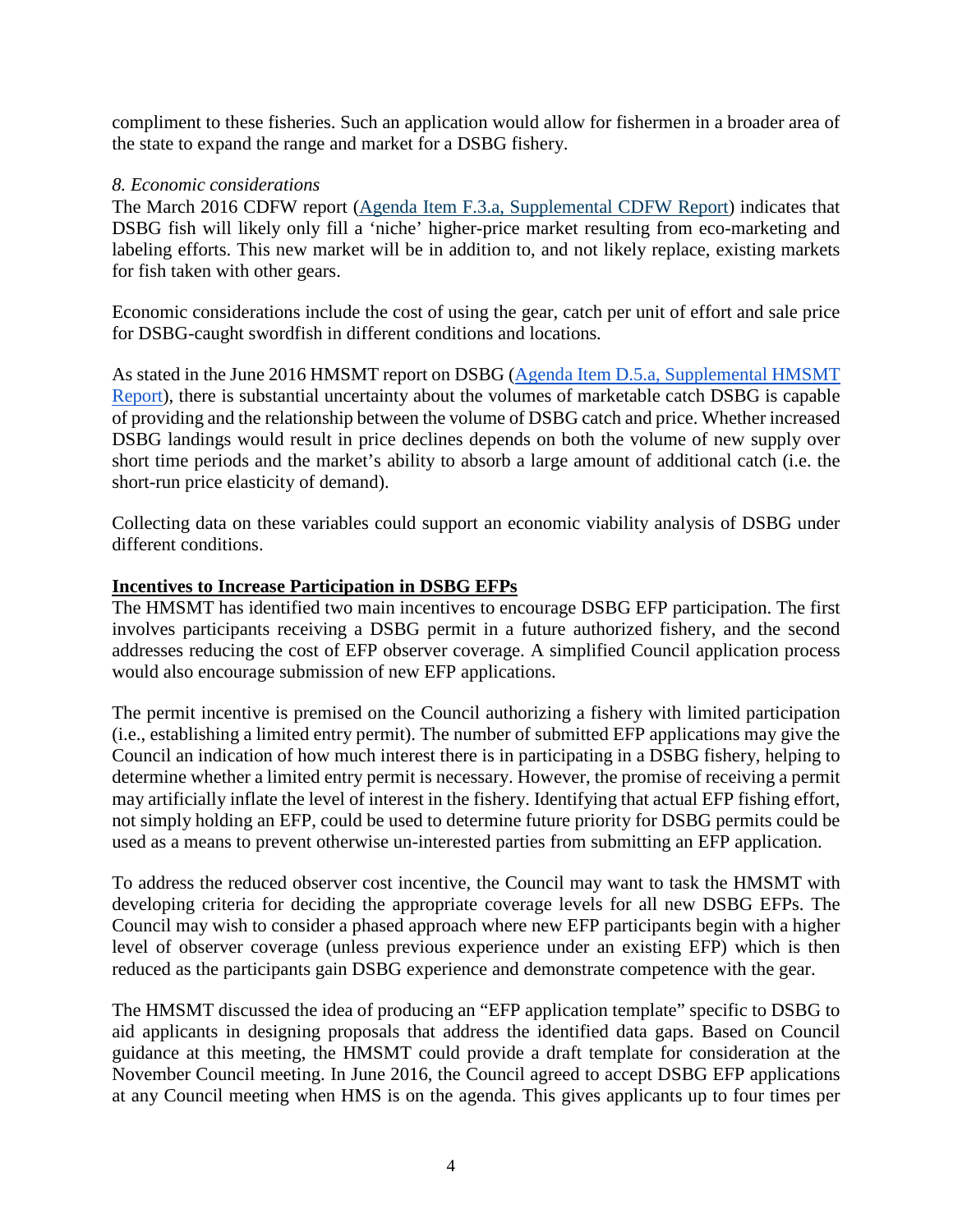compliment to these fisheries. Such an application would allow for fishermen in a broader area of the state to expand the range and market for a DSBG fishery.

*8. Economic considerations*

The March 2016 CDFW report (Agenda Item F.3.a, Supplemental CDFW Report) indicates that DSBG fish will likely only fill a 'niche' higher-price market resulting from eco-marketing and labeling efforts. This new market will be in addition to, and not likely replace, existing markets for fish taken with other gears.

Economic considerations include the cost of using the gear, catch per unit of effort and sale price for DSBG-caught swordfish in different conditions and locations.

As stated in the June 2016 HMSMT report on DSBG (Agenda Item D.5.a, Supplemental HMSMT Report), there is substantial uncertainty about the volumes of marketable catch DSBG is capable of providing and the relationship between the volume of DSBG catch and price. Whether increased DSBG landings would result in price declines depends on both the volume of new supply over short time periods and the market's ability to absorb a large amount of additional catch (i.e. the short-run price elasticity of demand).

Collecting data on these variables could support an economic viability analysis of DSBG under different conditions.

**Incentives to Increase Participation in DSBG EFPs**

The HMSMT has identified two main incentives to encourage DSBG EFP participation. The first involves participants receiving a DSBG permit in a future authorized fishery, and the second addresses reducing the cost of EFP observer coverage. A simplified Council application process would also encourage submission of new EFP applications.

The permit incentive is premised on the Council authorizing a fishery with limited participation (i.e., establishing a limited entry permit). The number of submitted EFP applications may give the Council an indication of how much interest there is in participating in a DSBG fishery, helping to determine whether a limited entry permit is necessary. However, the promise of receiving a permit may artificially inflate the level of interest in the fishery. Identifying that actual EFP fishing effort, not simply holding an EFP, could be used to determine future priority for DSBG permits could be used as a means to prevent otherwise un-interested parties from submitting an EFP application.

To address the reduced observer cost incentive, the Council may want to task the HMSMT with developing criteria for deciding the appropriate coverage levels for all new DSBG EFPs. The Council may wish to consider a phased approach where new EFP participants begin with a higher level of observer coverage (unless previous experience under an existing EFP) which is then reduced as the participants gain DSBG experience and demonstrate competence with the gear.

The HMSMT discussed the idea of producing an "EFP application template" specific to DSBG to aid applicants in designing proposals that address the identified data gaps. Based on Council guidance at this meeting, the HMSMT could provide a draft template for consideration at the November Council meeting. In June 2016, the Council agreed to accept DSBG EFP applications at any Council meeting when HMS is on the agenda. This gives applicants up to four times per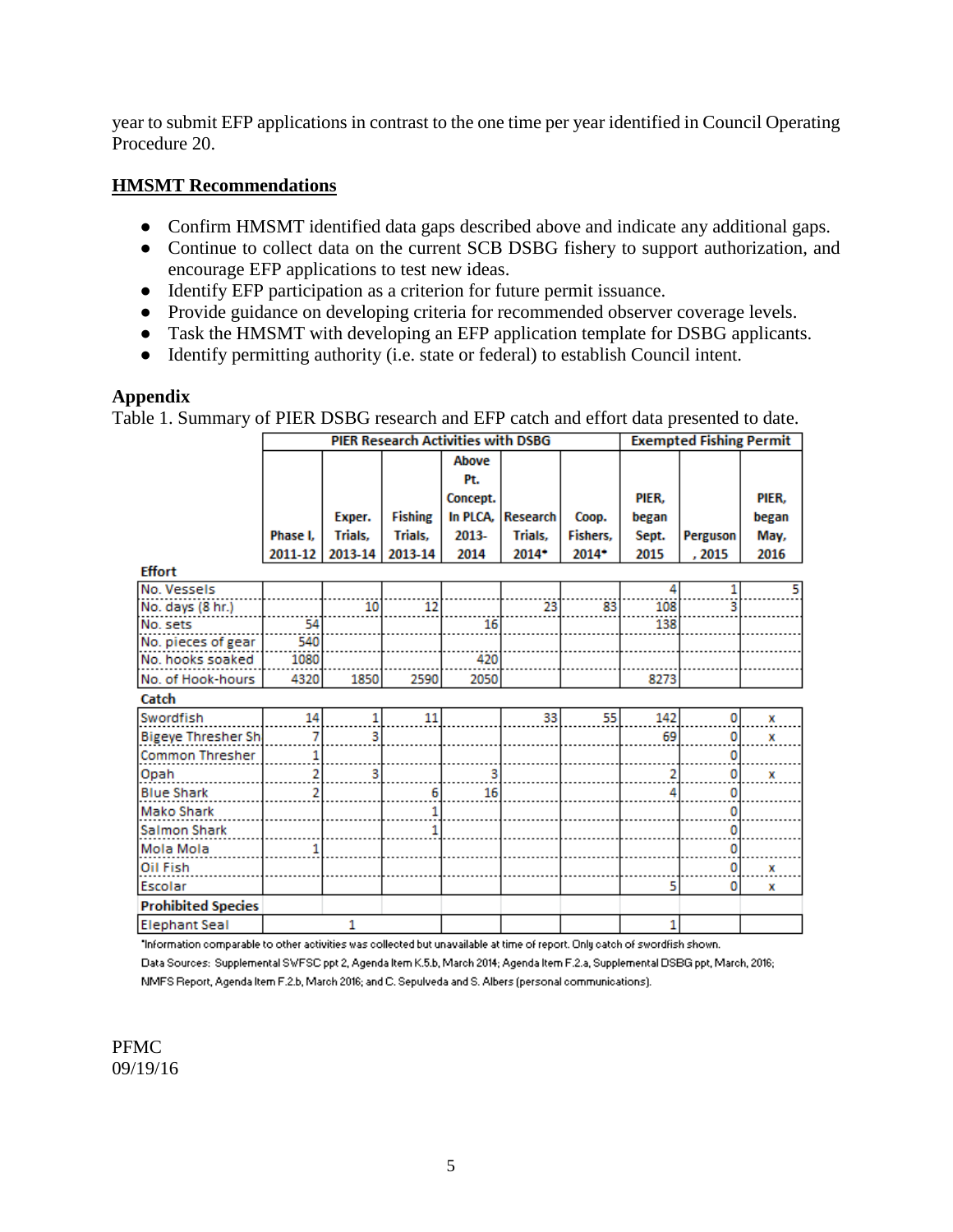year to submit EFP applications in contrast to the one time per year identified in Council Operating Procedure 20.

**HMSMT Recommendations**

- Confirm HMSMT identified data gaps described above and indicate any additional gaps.
- Continue to collect data on the current SCB DSBG fishery to support authorization, and encourage EFP applications to test new ideas.
- Identify EFP participation as a criterion for future permit issuance.
- Provide guidance on developing criteria for recommended observer coverage levels.
- Task the HMSMT with developing an EFP application template for DSBG applicants.
- Identify permitting authority (i.e. state or federal) to establish Council intent.

## Appendix

Table 1. Summary of PIER DSBG research and EFP catch and effort data presented to date.

| | PIER Research Activities with DSBG | | | | | | Exempted Fishing Permit | | |
|---|---|---|---|---|---|---|---|---|---|
| | Phase I, 2011-12 | Exper. Trials, 2013-14 | Fishing Trials, 2013-14 | Above Pt. Concept. In PLCA, 2013-2014 | Research Trials, 2014* | Coop. Fishers, 2014* | PIER, began Sept. 2015 | Perguson, 2015 | PIER, began May, 2016 |
| **Effort** | | | | | | | | | |
| No. Vessels | | | | | | | 4 | 1 | 5 |
| No. days (8 hr.) | | 10 | 12 | | 23 | 83 | 108 | 3 | |
| No. sets | 54 | | | 16 | | | 138 | | |
| No. pieces of gear | 540 | | | | | | | | |
| No. hooks soaked | 1080 | | | 420 | | | | | |
| No. of Hook-hours | 4320 | 1850 | 2590 | 2050 | | | 8273 | | |
| **Catch** | | | | | | | | | |
| Swordfish | 14 | 1 | 11 | | 33 | 55 | 142 | 0 | x |
| Bigeye Thresher Sh | 7 | 3 | | | | | 69 | 0 | x |
| Common Thresher | 1 | | | | | | | 0 | |
| Opah | 2 | 3 | | 3 | | | 2 | 0 | x |
| Blue Shark | 2 | | 6 | 16 | | | 4 | 0 | |
| Mako Shark | | | 1 | | | | | 0 | |
| Salmon Shark | | | 1 | | | | | 0 | |
| Mola Mola | 1 | | | | | | | 0 | |
| Oil Fish | | | | | | | | 0 | x |
| Escolar | | | | | | | 5 | 0 | x |
| **Prohibited Species** | | | | | | | | | |
| Elephant Seal | | 1 | | | | | 1 | | |

*Information comparable to other activities was collected but unavailable at time of report. Only catch of swordfish shown.

Data Sources: Supplemental SWFSC ppt 2, Agenda Item K.5.b, March 2014; Agenda Item F.2.a, Supplemental DSBG ppt, March, 2016; NMFS Report, Agenda Item F.2.b, March 2016; and C. Sepulveda and S. Albers (personal communications).

PFMC
09/19/16